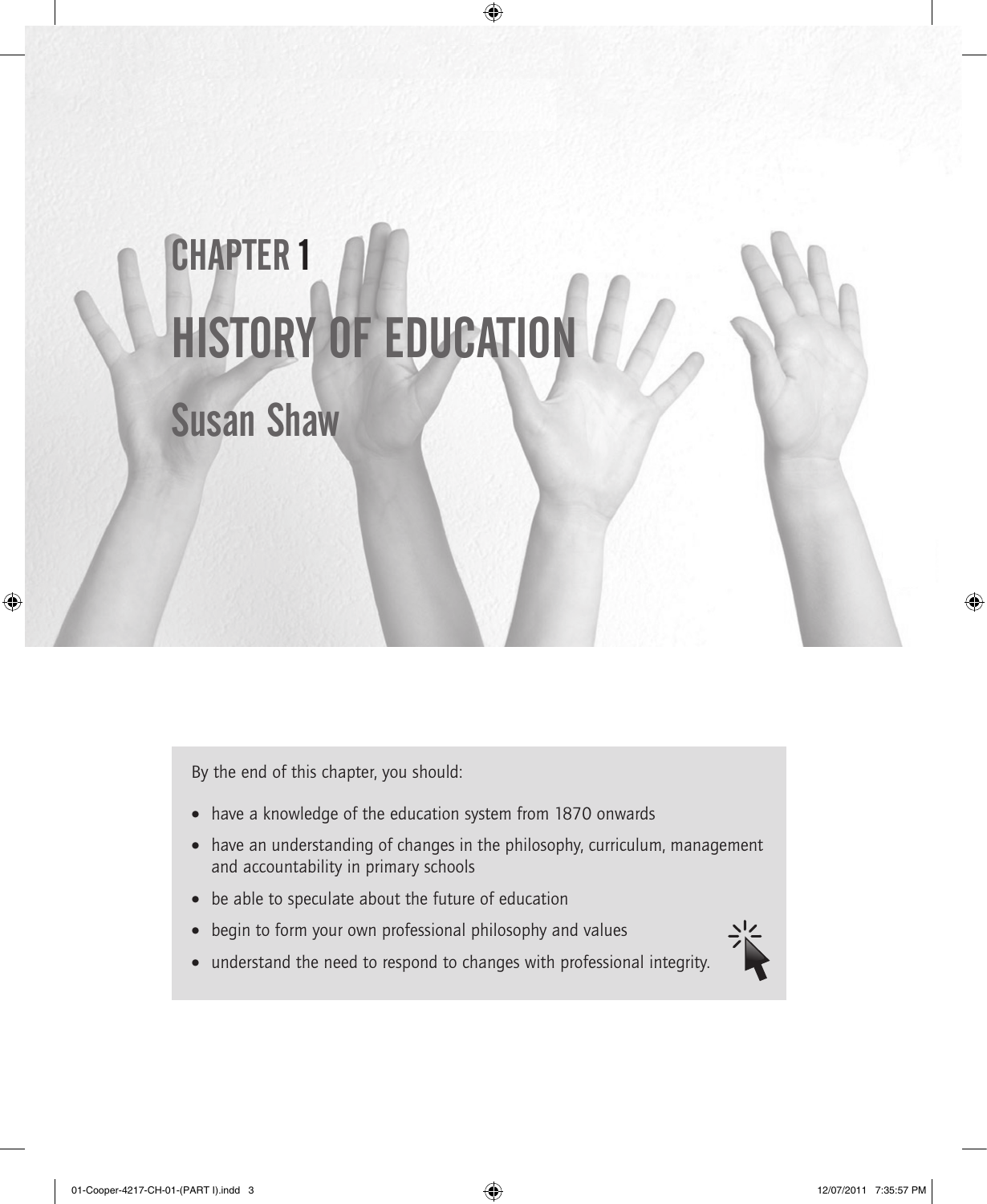# CHAPTER 1

# HISTORY OF EDUCATION

## Susan Shaw

By the end of this chapter, you should:

- have a knowledge of the education system from 1870 onwards
- have an understanding of changes in the philosophy, curriculum, management and accountability in primary schools
- be able to speculate about the future of education
- begin to form your own professional philosophy and values
- understand the need to respond to changes with professional integrity.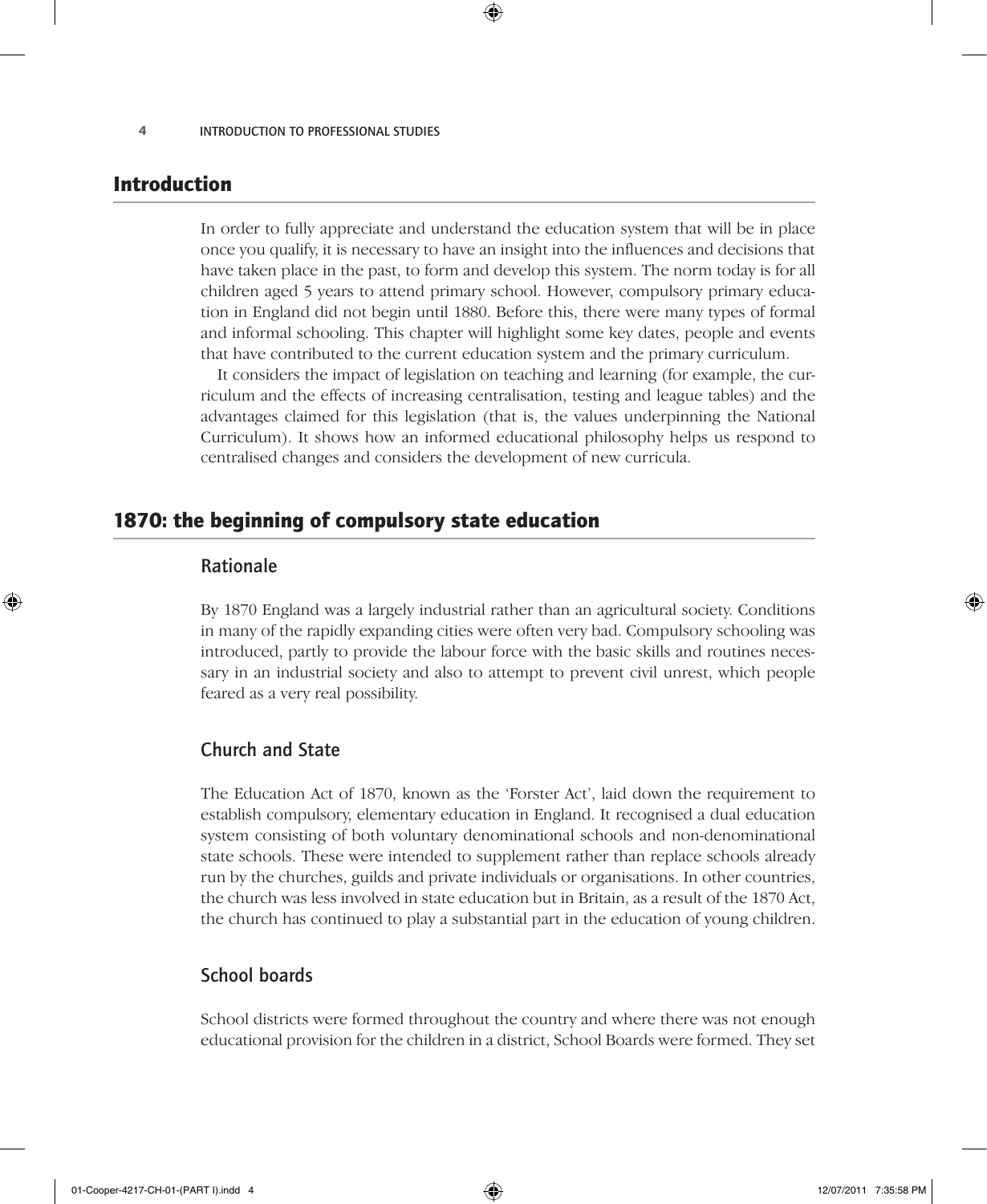## Introduction

In order to fully appreciate and understand the education system that will be in place once you qualify, it is necessary to have an insight into the influences and decisions that have taken place in the past, to form and develop this system. The norm today is for all children aged 5 years to attend primary school. However, compulsory primary education in England did not begin until 1880. Before this, there were many types of formal and informal schooling. This chapter will highlight some key dates, people and events that have contributed to the current education system and the primary curriculum.

It considers the impact of legislation on teaching and learning (for example, the curriculum and the effects of increasing centralisation, testing and league tables) and the advantages claimed for this legislation (that is, the values underpinning the National Curriculum). It shows how an informed educational philosophy helps us respond to centralised changes and considers the development of new curricula.

## 1870: the beginning of compulsory state education

### Rationale

By 1870 England was a largely industrial rather than an agricultural society. Conditions in many of the rapidly expanding cities were often very bad. Compulsory schooling was introduced, partly to provide the labour force with the basic skills and routines necessary in an industrial society and also to attempt to prevent civil unrest, which people feared as a very real possibility.

### Church and State

The Education Act of 1870, known as the 'Forster Act', laid down the requirement to establish compulsory, elementary education in England. It recognised a dual education system consisting of both voluntary denominational schools and non-denominational state schools. These were intended to supplement rather than replace schools already run by the churches, guilds and private individuals or organisations. In other countries, the church was less involved in state education but in Britain, as a result of the 1870 Act, the church has continued to play a substantial part in the education of young children.

### School boards

School districts were formed throughout the country and where there was not enough educational provision for the children in a district, School Boards were formed. They set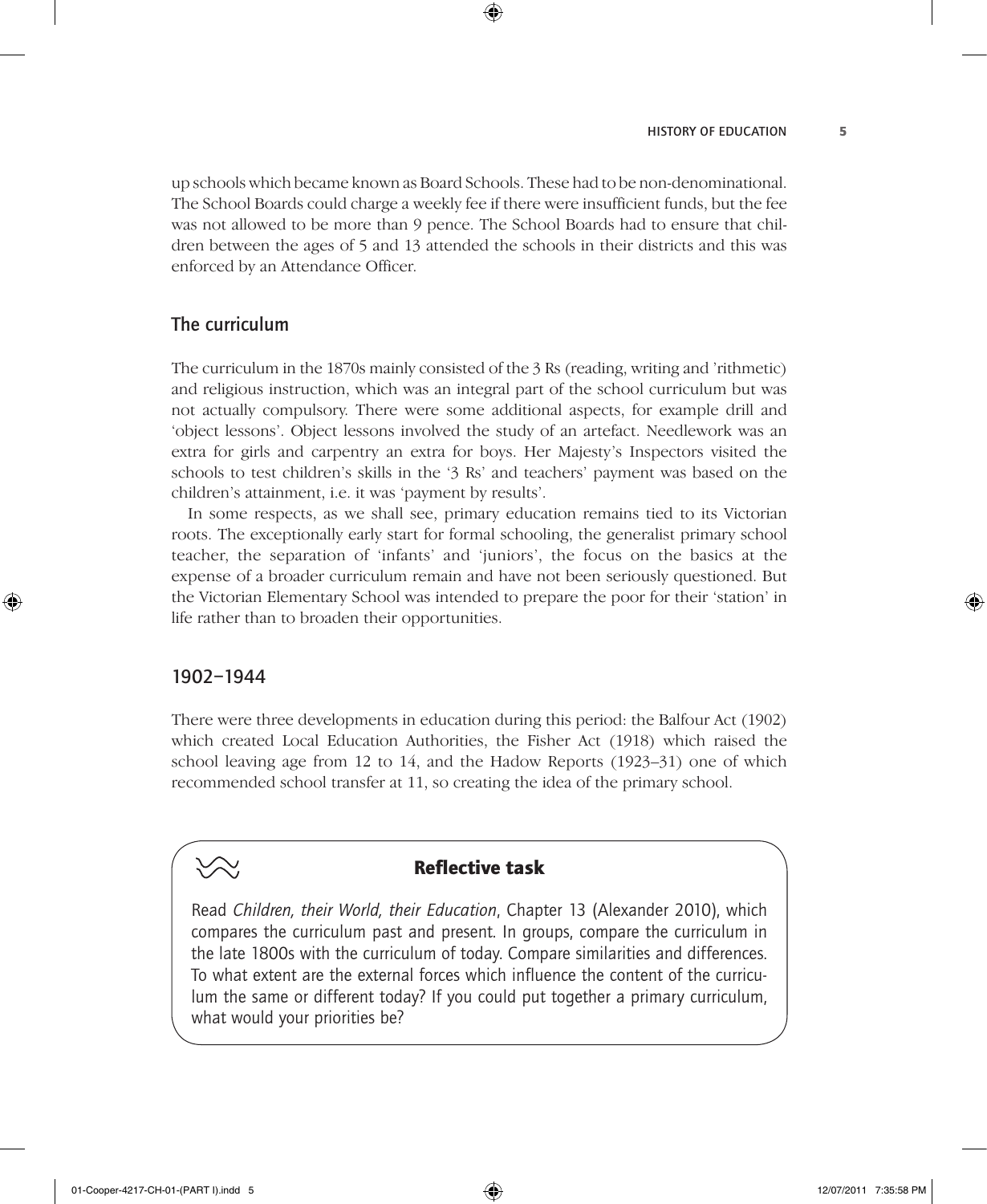up schools which became known as Board Schools. These had to be non-denominational. The School Boards could charge a weekly fee if there were insufficient funds, but the fee was not allowed to be more than 9 pence. The School Boards had to ensure that children between the ages of 5 and 13 attended the schools in their districts and this was enforced by an Attendance Officer.

## The curriculum

The curriculum in the 1870s mainly consisted of the 3 Rs (reading, writing and 'rithmetic) and religious instruction, which was an integral part of the school curriculum but was not actually compulsory. There were some additional aspects, for example drill and 'object lessons'. Object lessons involved the study of an artefact. Needlework was an extra for girls and carpentry an extra for boys. Her Majesty's Inspectors visited the schools to test children's skills in the '3 Rs' and teachers' payment was based on the children's attainment, i.e. it was 'payment by results'.

In some respects, as we shall see, primary education remains tied to its Victorian roots. The exceptionally early start for formal schooling, the generalist primary school teacher, the separation of 'infants' and 'juniors', the focus on the basics at the expense of a broader curriculum remain and have not been seriously questioned. But the Victorian Elementary School was intended to prepare the poor for their 'station' in life rather than to broaden their opportunities.

## 1902–1944

There were three developments in education during this period: the Balfour Act (1902) which created Local Education Authorities, the Fisher Act (1918) which raised the school leaving age from 12 to 14, and the Hadow Reports (1923–31) one of which recommended school transfer at 11, so creating the idea of the primary school.

### Reflective task

Read *Children, their World, their Education*, Chapter 13 (Alexander 2010), which compares the curriculum past and present. In groups, compare the curriculum in the late 1800s with the curriculum of today. Compare similarities and differences. To what extent are the external forces which influence the content of the curriculum the same or different today? If you could put together a primary curriculum, what would your priorities be?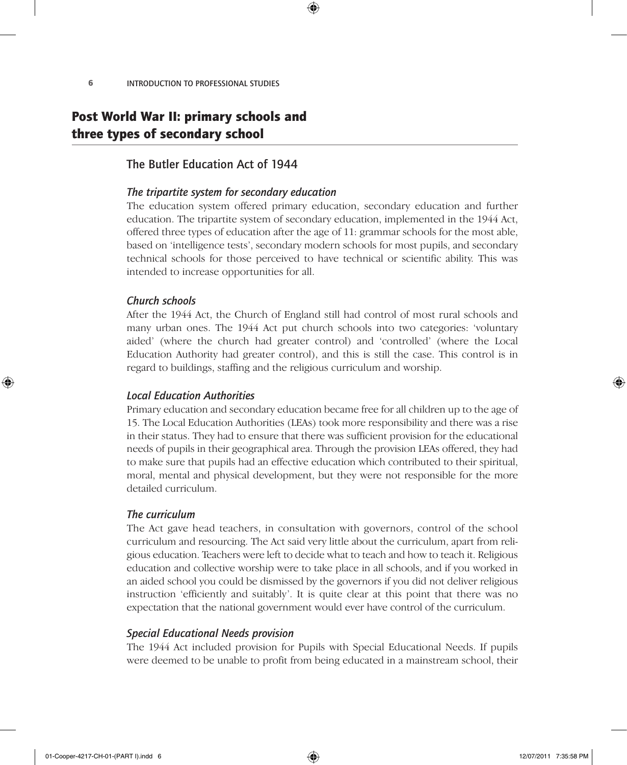## Post World War II: primary schools and three types of secondary school

### The Butler Education Act of 1944

#### *The tripartite system for secondary education*

The education system offered primary education, secondary education and further education. The tripartite system of secondary education, implemented in the 1944 Act, offered three types of education after the age of 11: grammar schools for the most able, based on 'intelligence tests', secondary modern schools for most pupils, and secondary technical schools for those perceived to have technical or scientific ability. This was intended to increase opportunities for all.

#### *Church schools*

After the 1944 Act, the Church of England still had control of most rural schools and many urban ones. The 1944 Act put church schools into two categories: 'voluntary aided' (where the church had greater control) and 'controlled' (where the Local Education Authority had greater control), and this is still the case. This control is in regard to buildings, staffing and the religious curriculum and worship.

#### *Local Education Authorities*

Primary education and secondary education became free for all children up to the age of 15. The Local Education Authorities (LEAs) took more responsibility and there was a rise in their status. They had to ensure that there was sufficient provision for the educational needs of pupils in their geographical area. Through the provision LEAs offered, they had to make sure that pupils had an effective education which contributed to their spiritual, moral, mental and physical development, but they were not responsible for the more detailed curriculum.

#### *The curriculum*

The Act gave head teachers, in consultation with governors, control of the school curriculum and resourcing. The Act said very little about the curriculum, apart from religious education. Teachers were left to decide what to teach and how to teach it. Religious education and collective worship were to take place in all schools, and if you worked in an aided school you could be dismissed by the governors if you did not deliver religious instruction 'efficiently and suitably'. It is quite clear at this point that there was no expectation that the national government would ever have control of the curriculum.

#### *Special Educational Needs provision*

The 1944 Act included provision for Pupils with Special Educational Needs. If pupils were deemed to be unable to profit from being educated in a mainstream school, their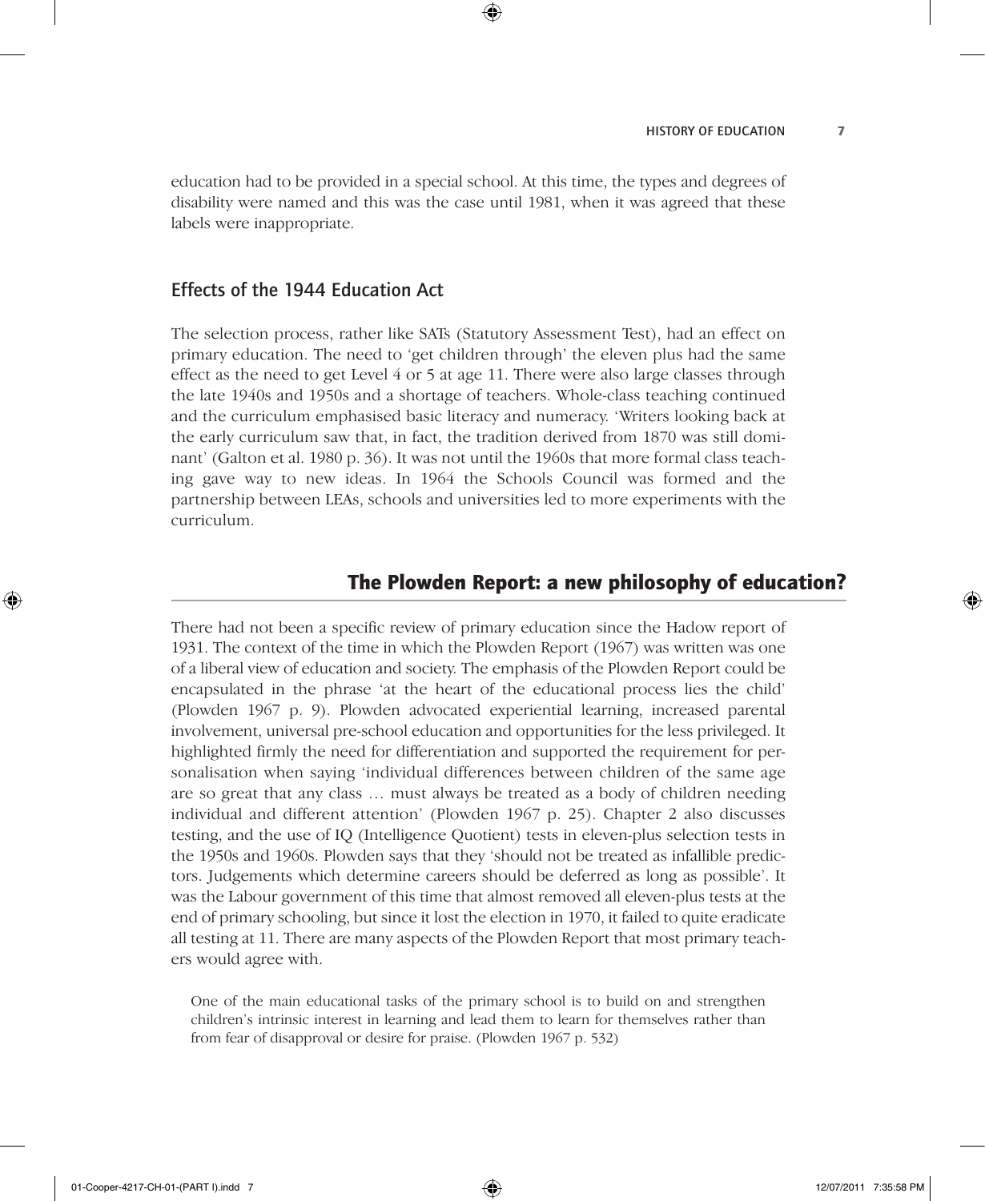education had to be provided in a special school. At this time, the types and degrees of disability were named and this was the case until 1981, when it was agreed that these labels were inappropriate.

### Effects of the 1944 Education Act

The selection process, rather like SATs (Statutory Assessment Test), had an effect on primary education. The need to 'get children through' the eleven plus had the same effect as the need to get Level 4 or 5 at age 11. There were also large classes through the late 1940s and 1950s and a shortage of teachers. Whole-class teaching continued and the curriculum emphasised basic literacy and numeracy. 'Writers looking back at the early curriculum saw that, in fact, the tradition derived from 1870 was still dominant' (Galton et al. 1980 p. 36). It was not until the 1960s that more formal class teaching gave way to new ideas. In 1964 the Schools Council was formed and the partnership between LEAs, schools and universities led to more experiments with the curriculum.

## The Plowden Report: a new philosophy of education?

There had not been a specific review of primary education since the Hadow report of 1931. The context of the time in which the Plowden Report (1967) was written was one of a liberal view of education and society. The emphasis of the Plowden Report could be encapsulated in the phrase 'at the heart of the educational process lies the child' (Plowden 1967 p. 9). Plowden advocated experiential learning, increased parental involvement, universal pre-school education and opportunities for the less privileged. It highlighted firmly the need for differentiation and supported the requirement for personalisation when saying 'individual differences between children of the same age are so great that any class … must always be treated as a body of children needing individual and different attention' (Plowden 1967 p. 25). Chapter 2 also discusses testing, and the use of IQ (Intelligence Quotient) tests in eleven-plus selection tests in the 1950s and 1960s. Plowden says that they 'should not be treated as infallible predictors. Judgements which determine careers should be deferred as long as possible'. It was the Labour government of this time that almost removed all eleven-plus tests at the end of primary schooling, but since it lost the election in 1970, it failed to quite eradicate all testing at 11. There are many aspects of the Plowden Report that most primary teachers would agree with.

> One of the main educational tasks of the primary school is to build on and strengthen children's intrinsic interest in learning and lead them to learn for themselves rather than from fear of disapproval or desire for praise. (Plowden 1967 p. 532)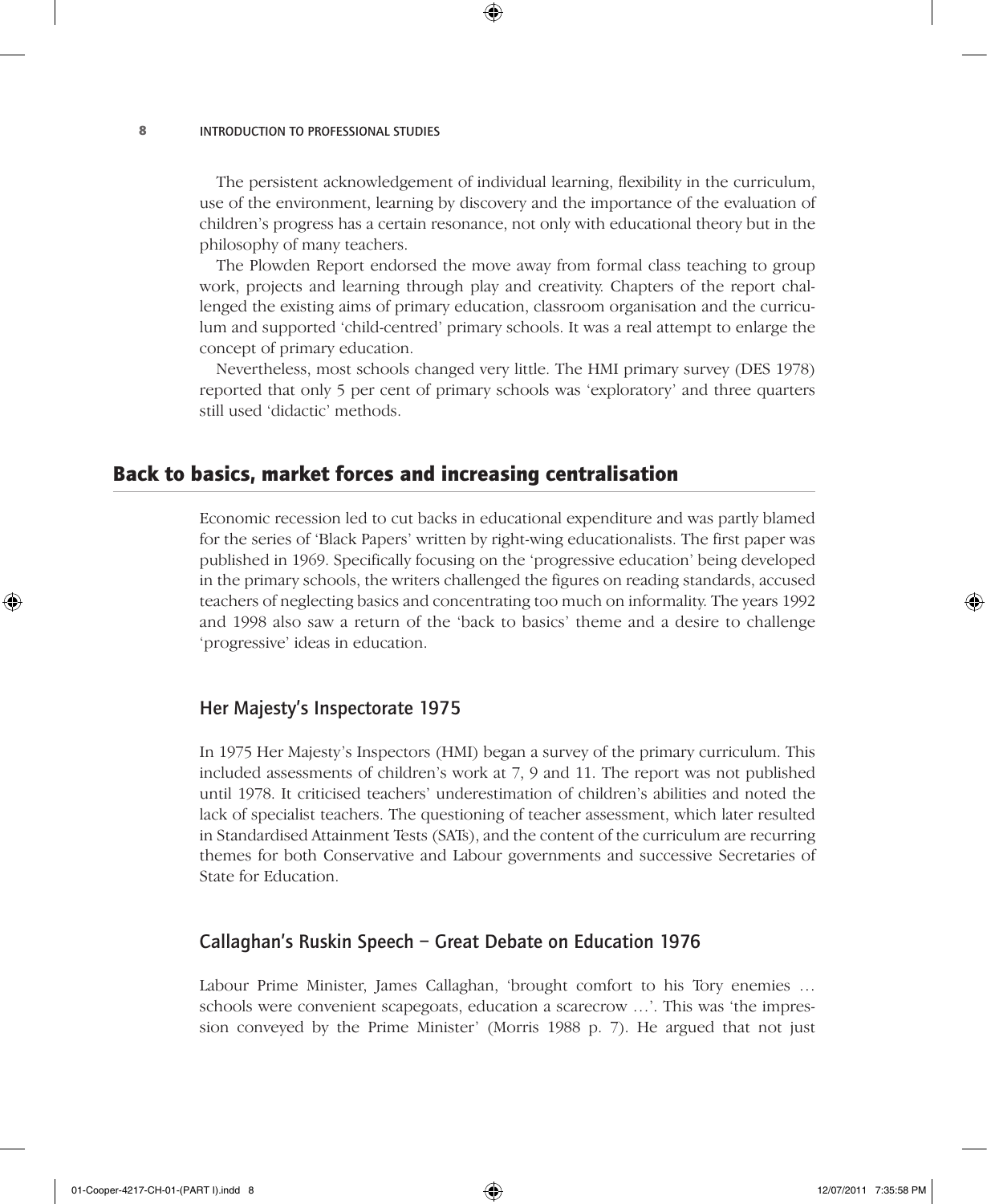The persistent acknowledgement of individual learning, flexibility in the curriculum, use of the environment, learning by discovery and the importance of the evaluation of children's progress has a certain resonance, not only with educational theory but in the philosophy of many teachers.

The Plowden Report endorsed the move away from formal class teaching to group work, projects and learning through play and creativity. Chapters of the report challenged the existing aims of primary education, classroom organisation and the curriculum and supported 'child-centred' primary schools. It was a real attempt to enlarge the concept of primary education.

Nevertheless, most schools changed very little. The HMI primary survey (DES 1978) reported that only 5 per cent of primary schools was 'exploratory' and three quarters still used 'didactic' methods.

## Back to basics, market forces and increasing centralisation

Economic recession led to cut backs in educational expenditure and was partly blamed for the series of 'Black Papers' written by right-wing educationalists. The first paper was published in 1969. Specifically focusing on the 'progressive education' being developed in the primary schools, the writers challenged the figures on reading standards, accused teachers of neglecting basics and concentrating too much on informality. The years 1992 and 1998 also saw a return of the 'back to basics' theme and a desire to challenge 'progressive' ideas in education.

### Her Majesty's Inspectorate 1975

In 1975 Her Majesty's Inspectors (HMI) began a survey of the primary curriculum. This included assessments of children's work at 7, 9 and 11. The report was not published until 1978. It criticised teachers' underestimation of children's abilities and noted the lack of specialist teachers. The questioning of teacher assessment, which later resulted in Standardised Attainment Tests (SATs), and the content of the curriculum are recurring themes for both Conservative and Labour governments and successive Secretaries of State for Education.

### Callaghan's Ruskin Speech – Great Debate on Education 1976

Labour Prime Minister, James Callaghan, 'brought comfort to his Tory enemies … schools were convenient scapegoats, education a scarecrow …'. This was 'the impression conveyed by the Prime Minister' (Morris 1988 p. 7). He argued that not just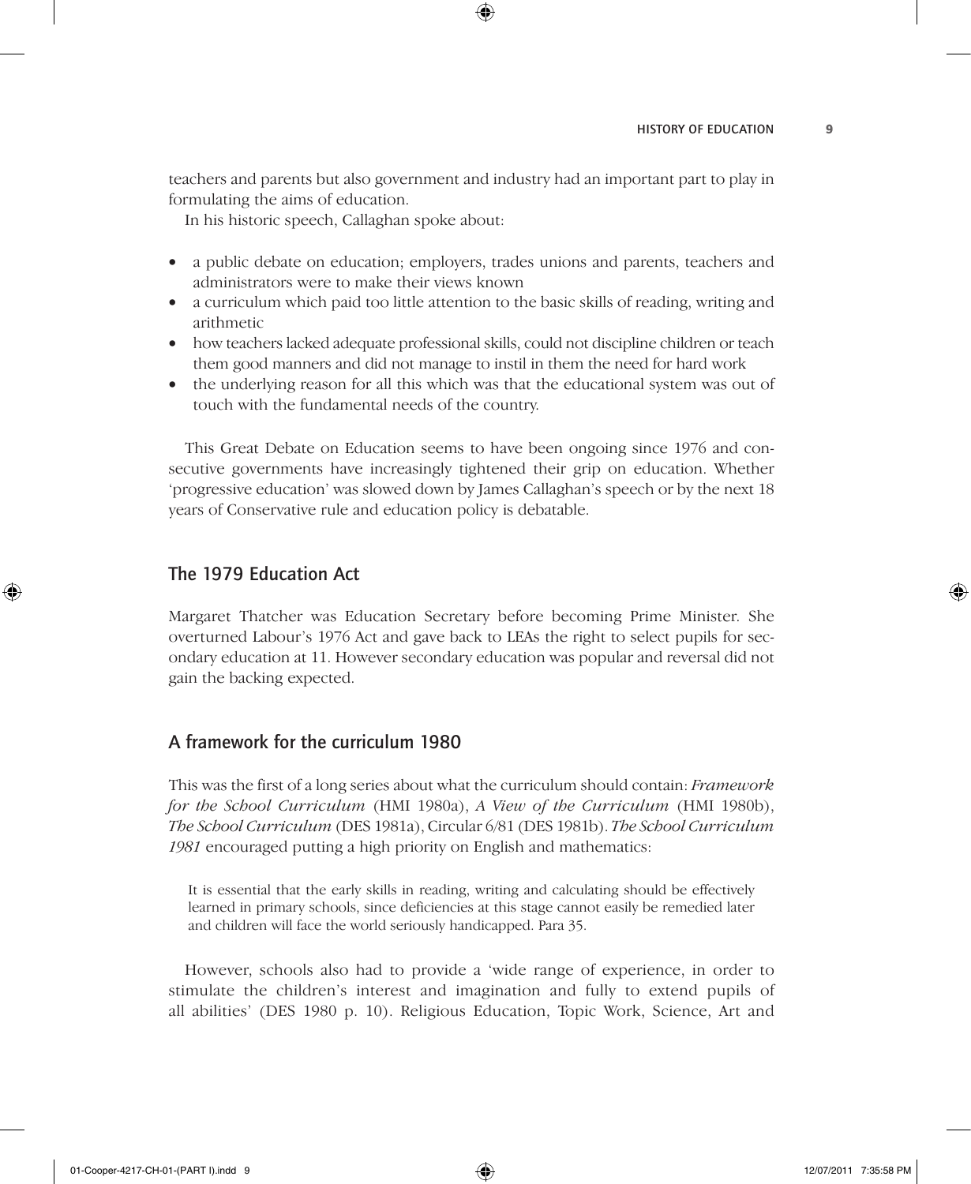teachers and parents but also government and industry had an important part to play in formulating the aims of education.

In his historic speech, Callaghan spoke about:

- a public debate on education; employers, trades unions and parents, teachers and administrators were to make their views known
- a curriculum which paid too little attention to the basic skills of reading, writing and arithmetic
- how teachers lacked adequate professional skills, could not discipline children or teach them good manners and did not manage to instil in them the need for hard work
- the underlying reason for all this which was that the educational system was out of touch with the fundamental needs of the country.

This Great Debate on Education seems to have been ongoing since 1976 and consecutive governments have increasingly tightened their grip on education. Whether 'progressive education' was slowed down by James Callaghan's speech or by the next 18 years of Conservative rule and education policy is debatable.

## The 1979 Education Act

Margaret Thatcher was Education Secretary before becoming Prime Minister. She overturned Labour's 1976 Act and gave back to LEAs the right to select pupils for secondary education at 11. However secondary education was popular and reversal did not gain the backing expected.

## A framework for the curriculum 1980

This was the first of a long series about what the curriculum should contain: *Framework for the School Curriculum* (HMI 1980a), *A View of the Curriculum* (HMI 1980b), *The School Curriculum* (DES 1981a), Circular 6/81 (DES 1981b). *The School Curriculum 1981* encouraged putting a high priority on English and mathematics:

> It is essential that the early skills in reading, writing and calculating should be effectively learned in primary schools, since deficiencies at this stage cannot easily be remedied later and children will face the world seriously handicapped. Para 35.

However, schools also had to provide a 'wide range of experience, in order to stimulate the children's interest and imagination and fully to extend pupils of all abilities' (DES 1980 p. 10). Religious Education, Topic Work, Science, Art and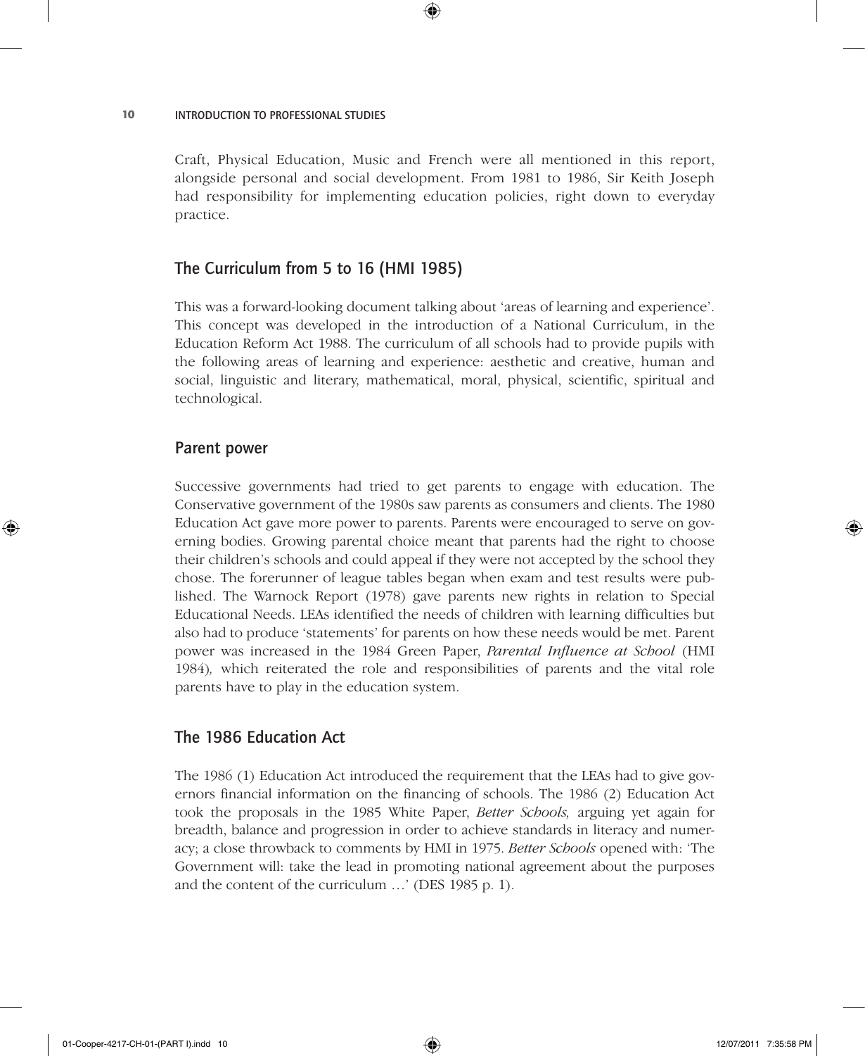Craft, Physical Education, Music and French were all mentioned in this report, alongside personal and social development. From 1981 to 1986, Sir Keith Joseph had responsibility for implementing education policies, right down to everyday practice.

## The Curriculum from 5 to 16 (HMI 1985)

This was a forward-looking document talking about 'areas of learning and experience'. This concept was developed in the introduction of a National Curriculum, in the Education Reform Act 1988. The curriculum of all schools had to provide pupils with the following areas of learning and experience: aesthetic and creative, human and social, linguistic and literary, mathematical, moral, physical, scientific, spiritual and technological.

## Parent power

Successive governments had tried to get parents to engage with education. The Conservative government of the 1980s saw parents as consumers and clients. The 1980 Education Act gave more power to parents. Parents were encouraged to serve on governing bodies. Growing parental choice meant that parents had the right to choose their children's schools and could appeal if they were not accepted by the school they chose. The forerunner of league tables began when exam and test results were published. The Warnock Report (1978) gave parents new rights in relation to Special Educational Needs. LEAs identified the needs of children with learning difficulties but also had to produce 'statements' for parents on how these needs would be met. Parent power was increased in the 1984 Green Paper, *Parental Influence at School* (HMI 1984)*,* which reiterated the role and responsibilities of parents and the vital role parents have to play in the education system.

## The 1986 Education Act

The 1986 (1) Education Act introduced the requirement that the LEAs had to give governors financial information on the financing of schools. The 1986 (2) Education Act took the proposals in the 1985 White Paper, *Better Schools,* arguing yet again for breadth, balance and progression in order to achieve standards in literacy and numeracy; a close throwback to comments by HMI in 1975. *Better Schools* opened with: 'The Government will: take the lead in promoting national agreement about the purposes and the content of the curriculum …' (DES 1985 p. 1).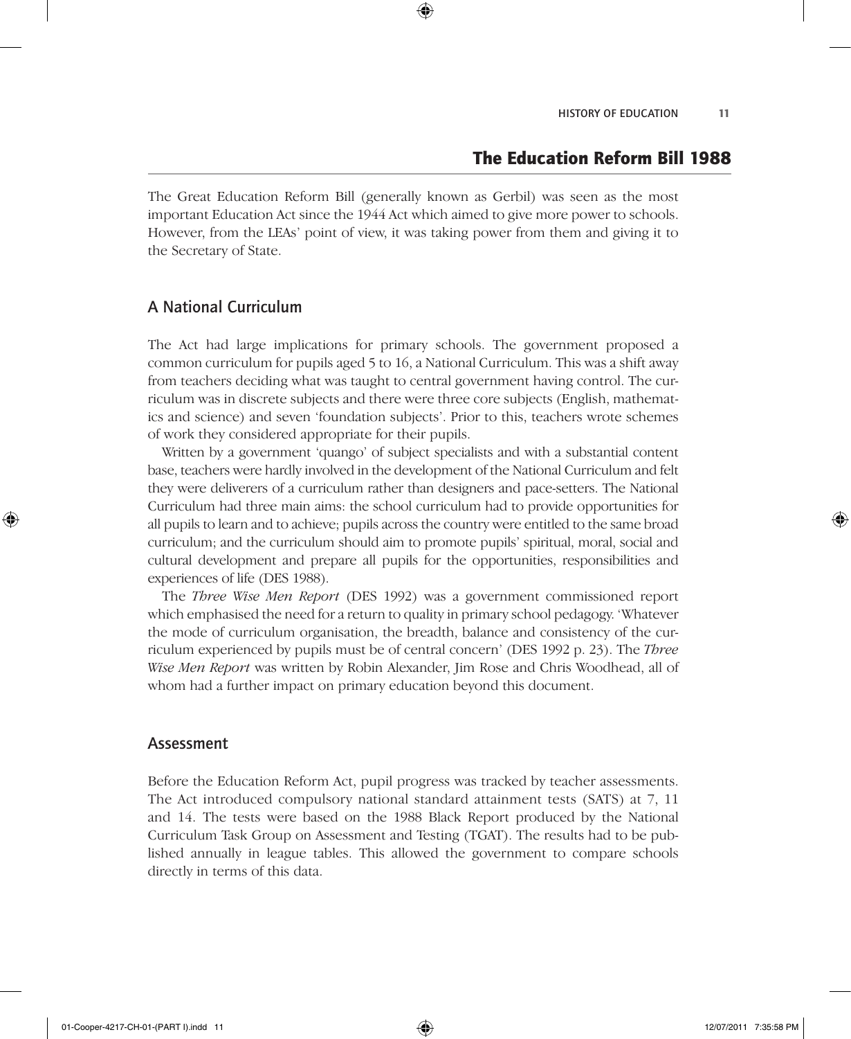## The Education Reform Bill 1988

The Great Education Reform Bill (generally known as Gerbil) was seen as the most important Education Act since the 1944 Act which aimed to give more power to schools. However, from the LEAs' point of view, it was taking power from them and giving it to the Secretary of State.

### A National Curriculum

The Act had large implications for primary schools. The government proposed a common curriculum for pupils aged 5 to 16, a National Curriculum. This was a shift away from teachers deciding what was taught to central government having control. The curriculum was in discrete subjects and there were three core subjects (English, mathematics and science) and seven 'foundation subjects'. Prior to this, teachers wrote schemes of work they considered appropriate for their pupils.

Written by a government 'quango' of subject specialists and with a substantial content base, teachers were hardly involved in the development of the National Curriculum and felt they were deliverers of a curriculum rather than designers and pace-setters. The National Curriculum had three main aims: the school curriculum had to provide opportunities for all pupils to learn and to achieve; pupils across the country were entitled to the same broad curriculum; and the curriculum should aim to promote pupils' spiritual, moral, social and cultural development and prepare all pupils for the opportunities, responsibilities and experiences of life (DES 1988).

The *Three Wise Men Report* (DES 1992) was a government commissioned report which emphasised the need for a return to quality in primary school pedagogy. 'Whatever the mode of curriculum organisation, the breadth, balance and consistency of the curriculum experienced by pupils must be of central concern' (DES 1992 p. 23). The *Three Wise Men Report* was written by Robin Alexander, Jim Rose and Chris Woodhead, all of whom had a further impact on primary education beyond this document.

### Assessment

Before the Education Reform Act, pupil progress was tracked by teacher assessments. The Act introduced compulsory national standard attainment tests (SATS) at 7, 11 and 14. The tests were based on the 1988 Black Report produced by the National Curriculum Task Group on Assessment and Testing (TGAT). The results had to be published annually in league tables. This allowed the government to compare schools directly in terms of this data.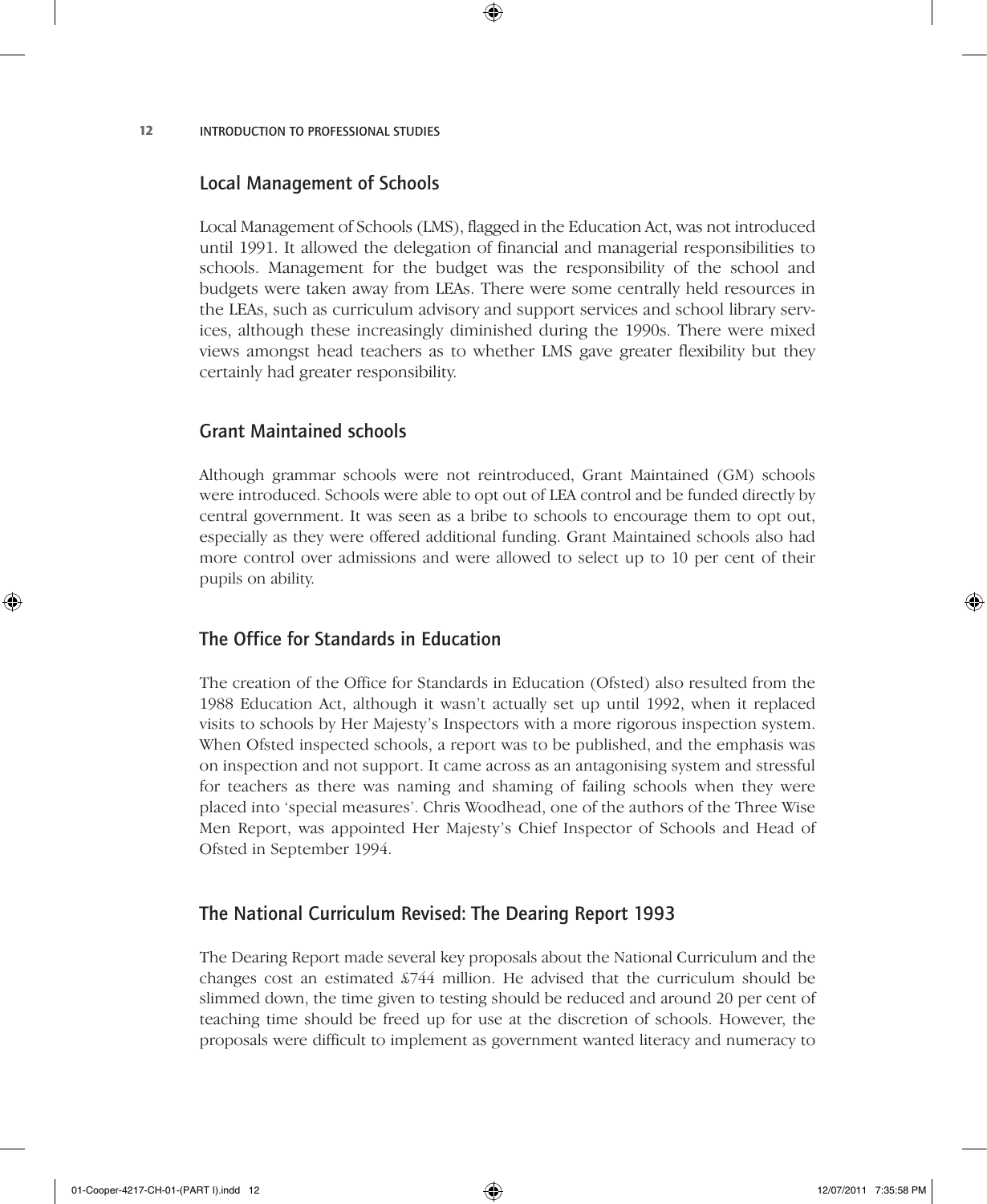## Local Management of Schools

Local Management of Schools (LMS), flagged in the Education Act, was not introduced until 1991. It allowed the delegation of financial and managerial responsibilities to schools. Management for the budget was the responsibility of the school and budgets were taken away from LEAs. There were some centrally held resources in the LEAs, such as curriculum advisory and support services and school library services, although these increasingly diminished during the 1990s. There were mixed views amongst head teachers as to whether LMS gave greater flexibility but they certainly had greater responsibility.

## Grant Maintained schools

Although grammar schools were not reintroduced, Grant Maintained (GM) schools were introduced. Schools were able to opt out of LEA control and be funded directly by central government. It was seen as a bribe to schools to encourage them to opt out, especially as they were offered additional funding. Grant Maintained schools also had more control over admissions and were allowed to select up to 10 per cent of their pupils on ability.

## The Office for Standards in Education

The creation of the Office for Standards in Education (Ofsted) also resulted from the 1988 Education Act, although it wasn't actually set up until 1992, when it replaced visits to schools by Her Majesty's Inspectors with a more rigorous inspection system. When Ofsted inspected schools, a report was to be published, and the emphasis was on inspection and not support. It came across as an antagonising system and stressful for teachers as there was naming and shaming of failing schools when they were placed into 'special measures'. Chris Woodhead, one of the authors of the Three Wise Men Report, was appointed Her Majesty's Chief Inspector of Schools and Head of Ofsted in September 1994.

## The National Curriculum Revised: The Dearing Report 1993

The Dearing Report made several key proposals about the National Curriculum and the changes cost an estimated £744 million. He advised that the curriculum should be slimmed down, the time given to testing should be reduced and around 20 per cent of teaching time should be freed up for use at the discretion of schools. However, the proposals were difficult to implement as government wanted literacy and numeracy to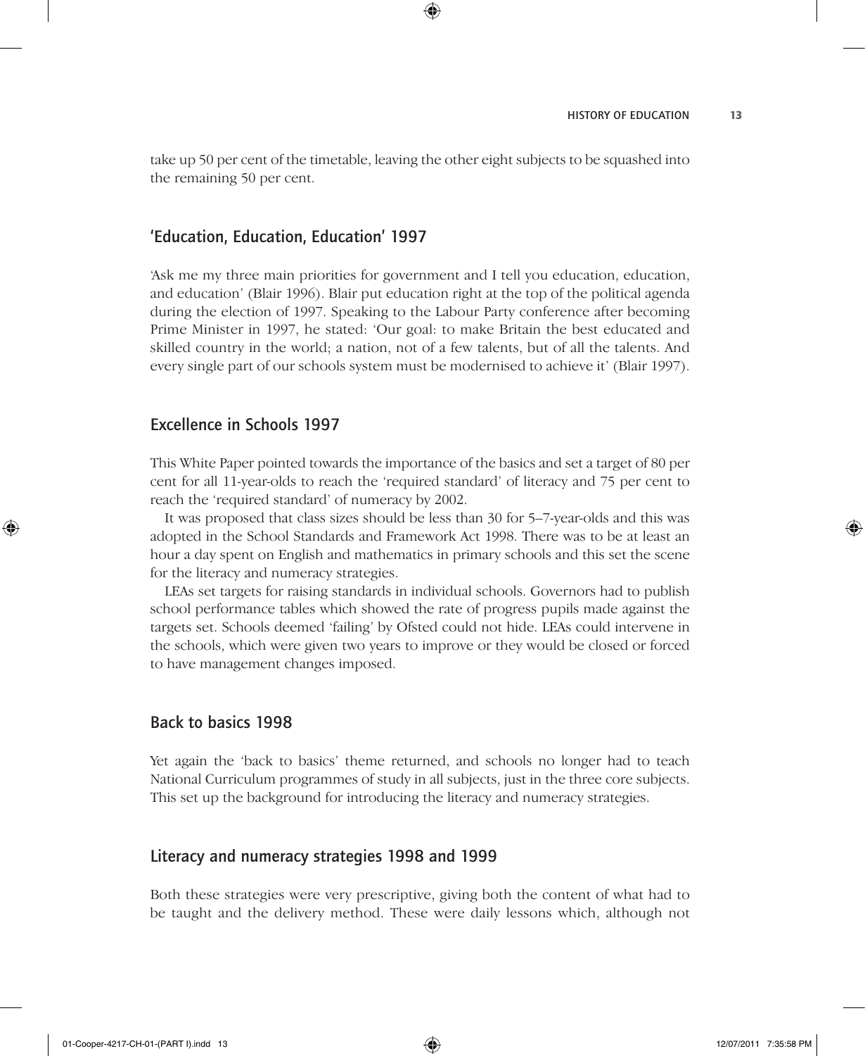take up 50 per cent of the timetable, leaving the other eight subjects to be squashed into the remaining 50 per cent.

## 'Education, Education, Education' 1997

'Ask me my three main priorities for government and I tell you education, education, and education' (Blair 1996). Blair put education right at the top of the political agenda during the election of 1997. Speaking to the Labour Party conference after becoming Prime Minister in 1997, he stated: 'Our goal: to make Britain the best educated and skilled country in the world; a nation, not of a few talents, but of all the talents. And every single part of our schools system must be modernised to achieve it' (Blair 1997).

## Excellence in Schools 1997

This White Paper pointed towards the importance of the basics and set a target of 80 per cent for all 11-year-olds to reach the 'required standard' of literacy and 75 per cent to reach the 'required standard' of numeracy by 2002.

It was proposed that class sizes should be less than 30 for 5–7-year-olds and this was adopted in the School Standards and Framework Act 1998. There was to be at least an hour a day spent on English and mathematics in primary schools and this set the scene for the literacy and numeracy strategies.

LEAs set targets for raising standards in individual schools. Governors had to publish school performance tables which showed the rate of progress pupils made against the targets set. Schools deemed 'failing' by Ofsted could not hide. LEAs could intervene in the schools, which were given two years to improve or they would be closed or forced to have management changes imposed.

## Back to basics 1998

Yet again the 'back to basics' theme returned, and schools no longer had to teach National Curriculum programmes of study in all subjects, just in the three core subjects. This set up the background for introducing the literacy and numeracy strategies.

## Literacy and numeracy strategies 1998 and 1999

Both these strategies were very prescriptive, giving both the content of what had to be taught and the delivery method. These were daily lessons which, although not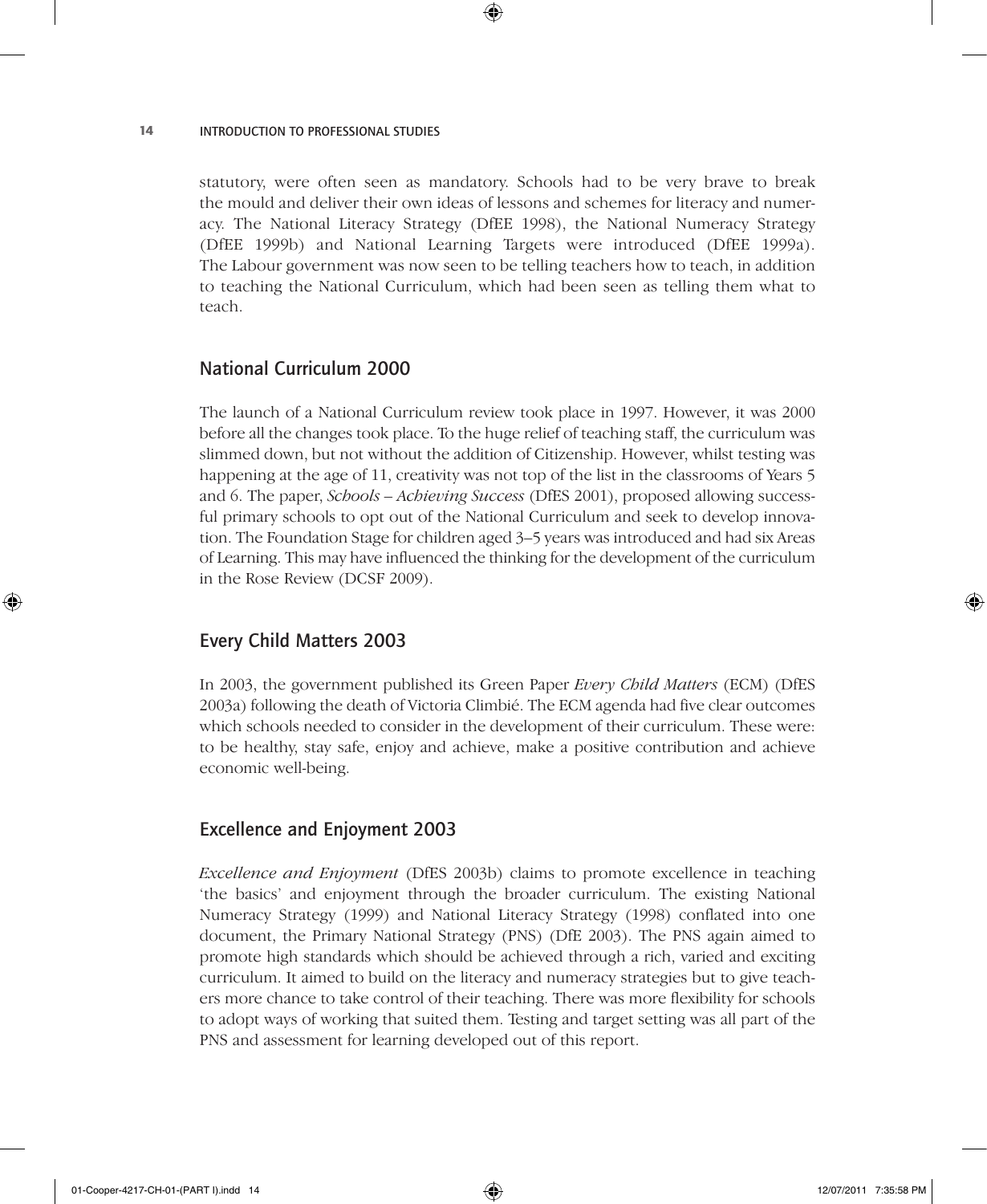statutory, were often seen as mandatory. Schools had to be very brave to break the mould and deliver their own ideas of lessons and schemes for literacy and numeracy. The National Literacy Strategy (DfEE 1998), the National Numeracy Strategy (DfEE 1999b) and National Learning Targets were introduced (DfEE 1999a). The Labour government was now seen to be telling teachers how to teach, in addition to teaching the National Curriculum, which had been seen as telling them what to teach.

## National Curriculum 2000

The launch of a National Curriculum review took place in 1997. However, it was 2000 before all the changes took place. To the huge relief of teaching staff, the curriculum was slimmed down, but not without the addition of Citizenship. However, whilst testing was happening at the age of 11, creativity was not top of the list in the classrooms of Years 5 and 6. The paper, *Schools – Achieving Success* (DfES 2001), proposed allowing successful primary schools to opt out of the National Curriculum and seek to develop innovation. The Foundation Stage for children aged 3–5 years was introduced and had six Areas of Learning. This may have influenced the thinking for the development of the curriculum in the Rose Review (DCSF 2009).

## Every Child Matters 2003

In 2003, the government published its Green Paper *Every Child Matters* (ECM) (DfES 2003a) following the death of Victoria Climbié. The ECM agenda had five clear outcomes which schools needed to consider in the development of their curriculum. These were: to be healthy, stay safe, enjoy and achieve, make a positive contribution and achieve economic well-being.

## Excellence and Enjoyment 2003

*Excellence and Enjoyment* (DfES 2003b) claims to promote excellence in teaching 'the basics' and enjoyment through the broader curriculum. The existing National Numeracy Strategy (1999) and National Literacy Strategy (1998) conflated into one document, the Primary National Strategy (PNS) (DfE 2003). The PNS again aimed to promote high standards which should be achieved through a rich, varied and exciting curriculum. It aimed to build on the literacy and numeracy strategies but to give teachers more chance to take control of their teaching. There was more flexibility for schools to adopt ways of working that suited them. Testing and target setting was all part of the PNS and assessment for learning developed out of this report.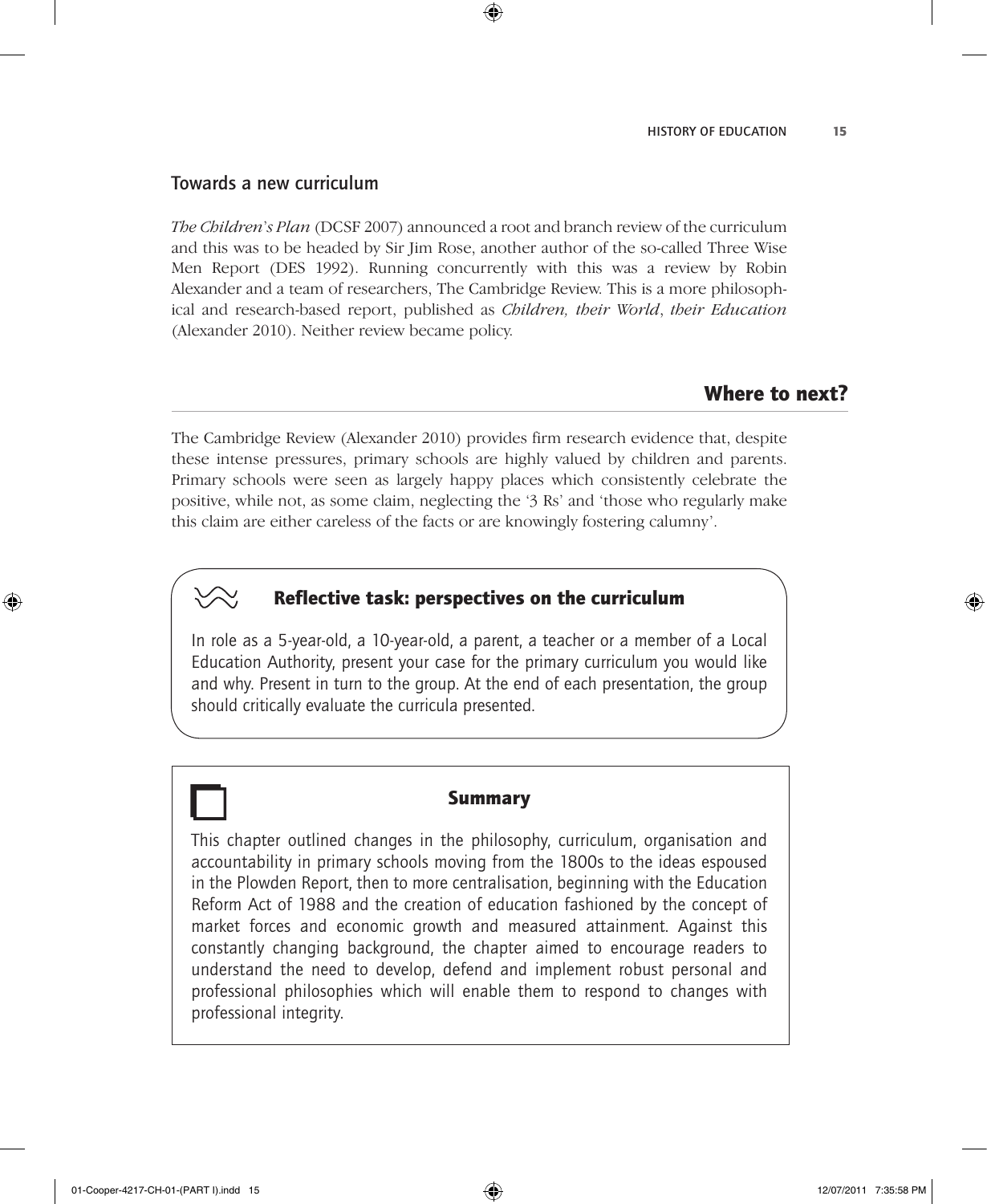## Towards a new curriculum

*The Children's Plan* (DCSF 2007) announced a root and branch review of the curriculum and this was to be headed by Sir Jim Rose, another author of the so-called Three Wise Men Report (DES 1992). Running concurrently with this was a review by Robin Alexander and a team of researchers, The Cambridge Review. This is a more philosophical and research-based report, published as *Children, their World*, *their Education* (Alexander 2010). Neither review became policy.

## Where to next?

The Cambridge Review (Alexander 2010) provides firm research evidence that, despite these intense pressures, primary schools are highly valued by children and parents. Primary schools were seen as largely happy places which consistently celebrate the positive, while not, as some claim, neglecting the '3 Rs' and 'those who regularly make this claim are either careless of the facts or are knowingly fostering calumny'.

### Reflective task: perspectives on the curriculum

In role as a 5-year-old, a 10-year-old, a parent, a teacher or a member of a Local Education Authority, present your case for the primary curriculum you would like and why. Present in turn to the group. At the end of each presentation, the group should critically evaluate the curricula presented.

### Summary

This chapter outlined changes in the philosophy, curriculum, organisation and accountability in primary schools moving from the 1800s to the ideas espoused in the Plowden Report, then to more centralisation, beginning with the Education Reform Act of 1988 and the creation of education fashioned by the concept of market forces and economic growth and measured attainment. Against this constantly changing background, the chapter aimed to encourage readers to understand the need to develop, defend and implement robust personal and professional philosophies which will enable them to respond to changes with professional integrity.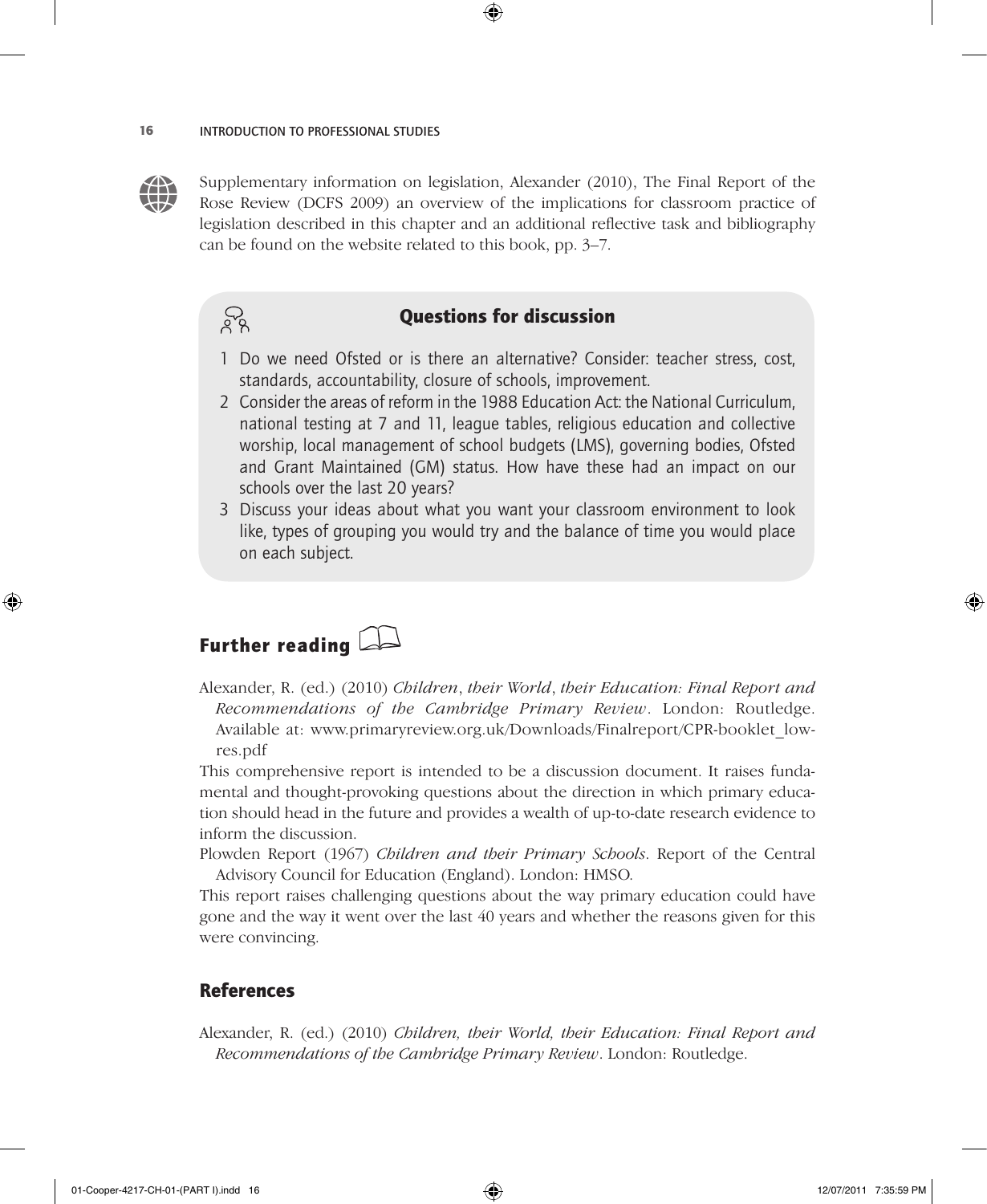Supplementary information on legislation, Alexander (2010), The Final Report of the Rose Review (DCFS 2009) an overview of the implications for classroom practice of legislation described in this chapter and an additional reflective task and bibliography can be found on the website related to this book, pp. 3–7.

### Questions for discussion

1. Do we need Ofsted or is there an alternative? Consider: teacher stress, cost, standards, accountability, closure of schools, improvement.
2. Consider the areas of reform in the 1988 Education Act: the National Curriculum, national testing at 7 and 11, league tables, religious education and collective worship, local management of school budgets (LMS), governing bodies, Ofsted and Grant Maintained (GM) status. How have these had an impact on our schools over the last 20 years?
3. Discuss your ideas about what you want your classroom environment to look like, types of grouping you would try and the balance of time you would place on each subject.

## Further reading

Alexander, R. (ed.) (2010) *Children, their World, their Education: Final Report and Recommendations of the Cambridge Primary Review*. London: Routledge. Available at: www.primaryreview.org.uk/Downloads/Finalreport/CPR-booklet_low-res.pdf

This comprehensive report is intended to be a discussion document. It raises fundamental and thought-provoking questions about the direction in which primary education should head in the future and provides a wealth of up-to-date research evidence to inform the discussion.

Plowden Report (1967) *Children and their Primary Schools*. Report of the Central Advisory Council for Education (England). London: HMSO.

This report raises challenging questions about the way primary education could have gone and the way it went over the last 40 years and whether the reasons given for this were convincing.

## References

Alexander, R. (ed.) (2010) *Children, their World, their Education: Final Report and Recommendations of the Cambridge Primary Review*. London: Routledge.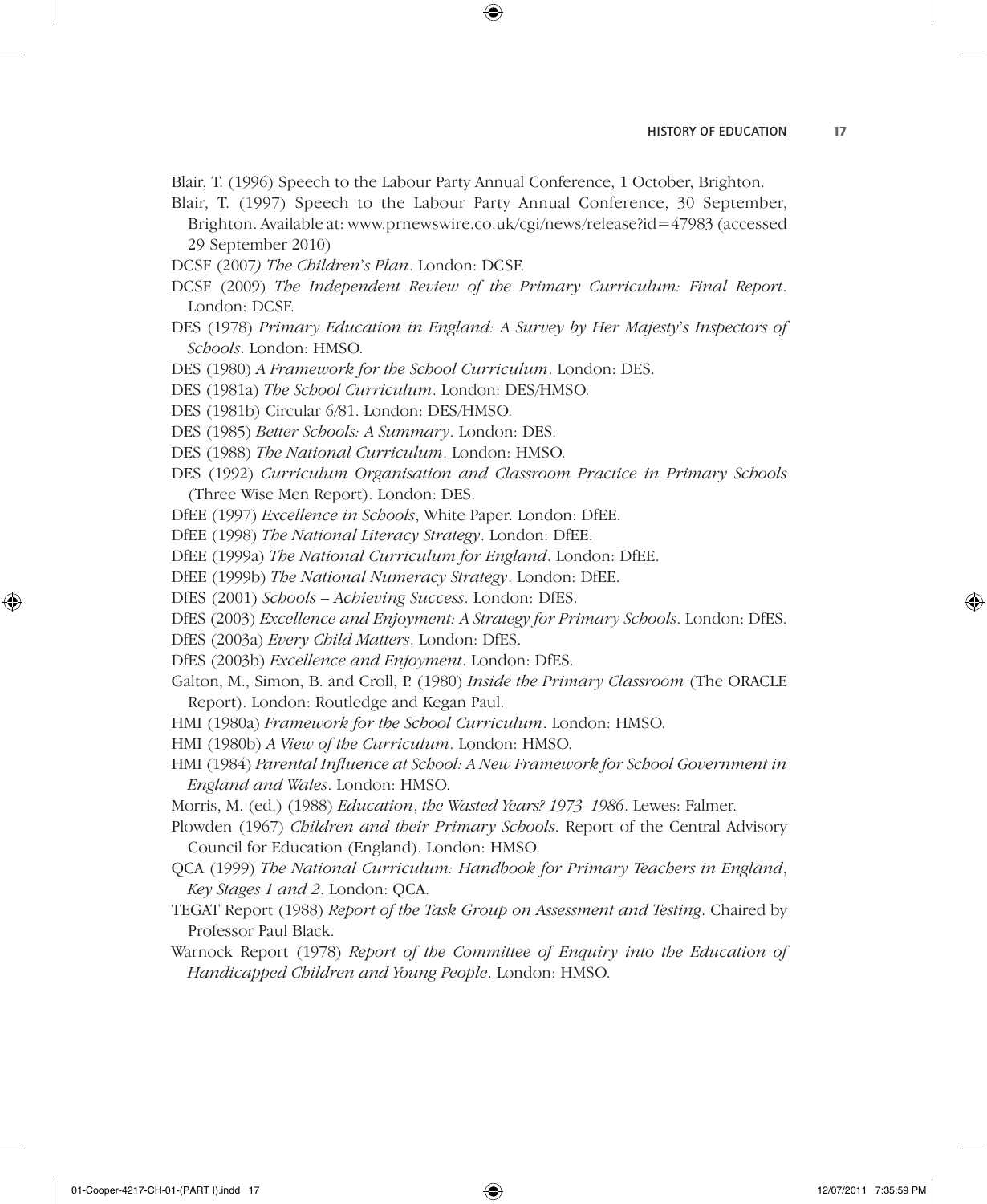Blair, T. (1996) Speech to the Labour Party Annual Conference, 1 October, Brighton.

Blair, T. (1997) Speech to the Labour Party Annual Conference, 30 September, Brighton. Available at: www.prnewswire.co.uk/cgi/news/release?id=47983 (accessed 29 September 2010)

DCSF (2007*) The Children's Plan*. London: DCSF.

DCSF (2009) *The Independent Review of the Primary Curriculum: Final Report*. London: DCSF.

DES (1978) *Primary Education in England: A Survey by Her Majesty's Inspectors of Schools*. London: HMSO.

DES (1980) *A Framework for the School Curriculum*. London: DES.

DES (1981a) *The School Curriculum*. London: DES/HMSO.

DES (1981b) Circular 6/81. London: DES/HMSO.

DES (1985) *Better Schools: A Summary*. London: DES.

DES (1988) *The National Curriculum*. London: HMSO.

DES (1992) *Curriculum Organisation and Classroom Practice in Primary Schools* (Three Wise Men Report). London: DES.

DfEE (1997) *Excellence in Schools*, White Paper. London: DfEE.

DfEE (1998) *The National Literacy Strategy*. London: DfEE.

DfEE (1999a) *The National Curriculum for England*. London: DfEE.

DfEE (1999b) *The National Numeracy Strategy*. London: DfEE.

DfES (2001) *Schools – Achieving Success*. London: DfES.

DfES (2003) *Excellence and Enjoyment: A Strategy for Primary Schools*. London: DfES.

DfES (2003a) *Every Child Matters*. London: DfES.

DfES (2003b) *Excellence and Enjoyment*. London: DfES.

Galton, M., Simon, B. and Croll, P. (1980) *Inside the Primary Classroom* (The ORACLE Report). London: Routledge and Kegan Paul.

HMI (1980a) *Framework for the School Curriculum*. London: HMSO.

HMI (1980b) *A View of the Curriculum*. London: HMSO.

HMI (1984) *Parental Influence at School: A New Framework for School Government in England and Wales*. London: HMSO.

Morris, M. (ed.) (1988) *Education, the Wasted Years? 1973–1986*. Lewes: Falmer.

Plowden (1967) *Children and their Primary Schools*. Report of the Central Advisory Council for Education (England). London: HMSO.

QCA (1999) *The National Curriculum: Handbook for Primary Teachers in England, Key Stages 1 and 2*. London: QCA.

TEGAT Report (1988) *Report of the Task Group on Assessment and Testing*. Chaired by Professor Paul Black.

Warnock Report (1978) *Report of the Committee of Enquiry into the Education of Handicapped Children and Young People*. London: HMSO.